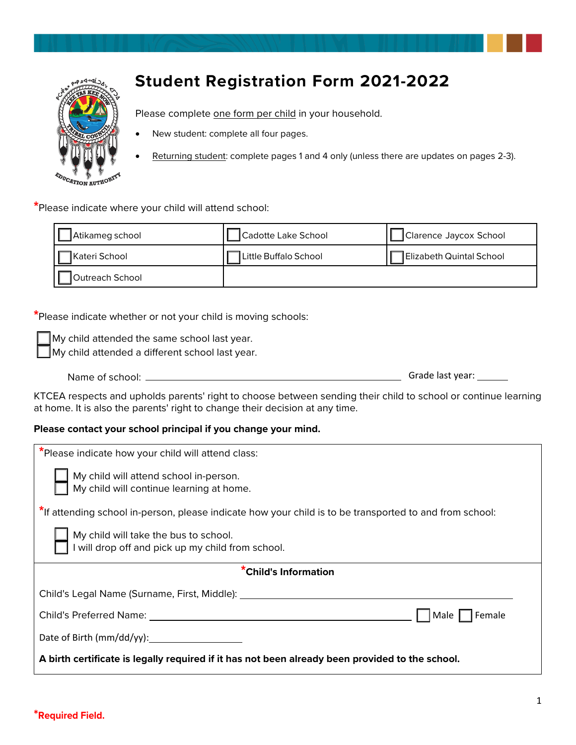# Student Registration Form 2021-2022

Please complete one form per child in your household.

- New student: complete all four pages.
- Returning student: complete pages 1 and 4 only (unless there are updates on pages 2-3).

*Please indicate where your child will attend school:

| ☐ Atikameg school | ☐ Cadotte Lake School | ☐ Clarence Jaycox School |
|---|---|---|
| ☐ Kateri School | ☐ Little Buffalo School | ☐ Elizabeth Quintal School |
| ☐ Outreach School | | |

*Please indicate whether or not your child is moving schools:

☐ My child attended the same school last year.
☐ My child attended a different school last year.

Name of school: ______________________________ Grade last year: ______

KTCEA respects and upholds parents' right to choose between sending their child to school or continue learning at home. It is also the parents' right to change their decision at any time.

**Please contact your school principal if you change your mind.**

*Please indicate how your child will attend class:

☐ My child will attend school in-person.
☐ My child will continue learning at home.

*If attending school in-person, please indicate how your child is to be transported to and from school:

☐ My child will take the bus to school.
☐ I will drop off and pick up my child from school.

**\*Child's Information**

Child's Legal Name (Surname, First, Middle): ______________________________

Child's Preferred Name: ______________________________ ☐ Male ☐ Female

Date of Birth (mm/dd/yy): ______________

**A birth certificate is legally required if it has not already been provided to the school.**

**\*Required Field.**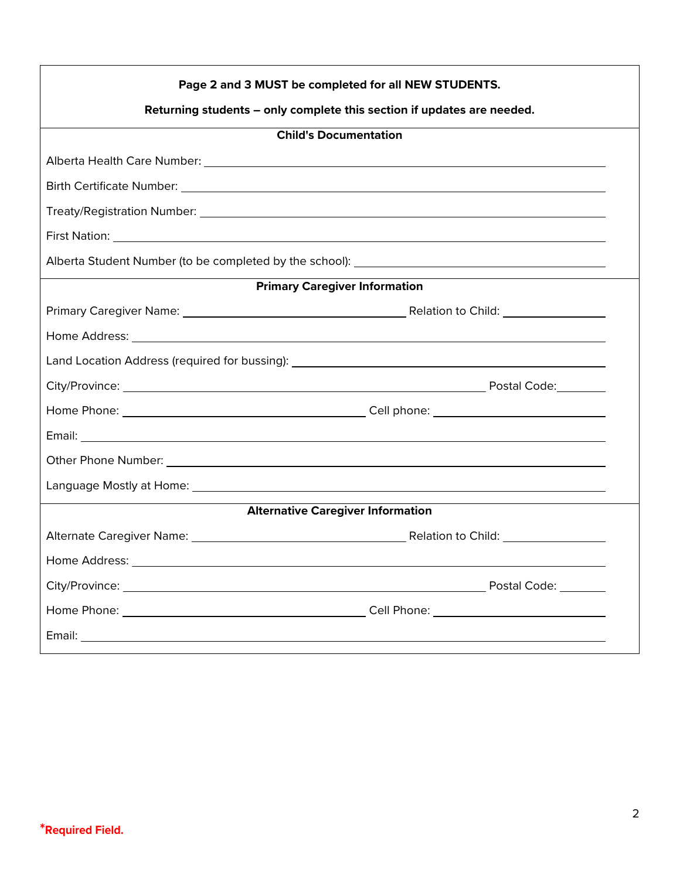**Page 2 and 3 MUST be completed for all NEW STUDENTS.**

**Returning students – only complete this section if updates are needed.**

### Child's Documentation

Alberta Health Care Number: ______________________________

Birth Certificate Number: ______________________________

Treaty/Registration Number: ______________________________

First Nation: ______________________________

Alberta Student Number (to be completed by the school): ______________________________

### Primary Caregiver Information

Primary Caregiver Name: ______________________ Relation to Child: ____________

Home Address: ______________________________

Land Location Address (required for bussing): ______________________________

City/Province: ______________________ Postal Code: ________

Home Phone: ______________________ Cell phone: ______________________

Email: ______________________________

Other Phone Number: ______________________________

Language Mostly at Home: ______________________________

### Alternative Caregiver Information

Alternate Caregiver Name: ______________________ Relation to Child: ____________

Home Address: ______________________________

City/Province: ______________________ Postal Code: ________

Home Phone: ______________________ Cell Phone: ______________________

Email: ______________________________

*Required Field.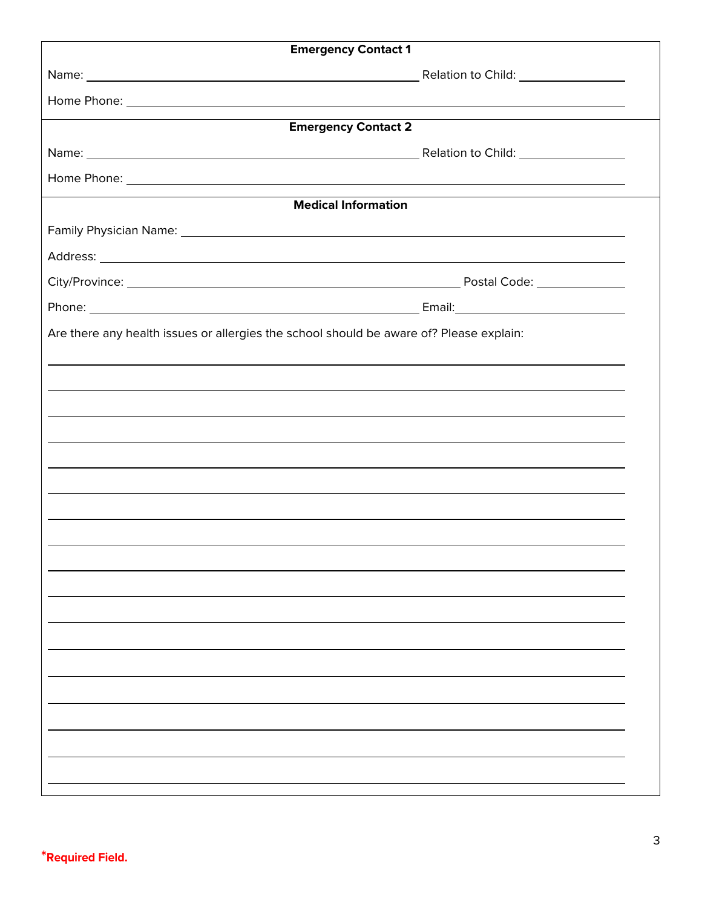**Emergency Contact 1**

Name: ______________________________ Relation to Child: ______________

Home Phone: ______________________________

**Emergency Contact 2**

Name: ______________________________ Relation to Child: ______________

Home Phone: ______________________________

**Medical Information**

Family Physician Name: ______________________________

Address: ______________________________

City/Province: ______________________________ Postal Code: ______________

Phone: ______________________________ Email: ______________

Are there any health issues or allergies the school should be aware of? Please explain:

______________________________________________________________________

______________________________________________________________________

______________________________________________________________________

______________________________________________________________________

______________________________________________________________________

______________________________________________________________________

______________________________________________________________________

______________________________________________________________________

______________________________________________________________________

______________________________________________________________________

______________________________________________________________________

______________________________________________________________________

______________________________________________________________________

______________________________________________________________________

______________________________________________________________________

______________________________________________________________________

______________________________________________________________________

*Required Field.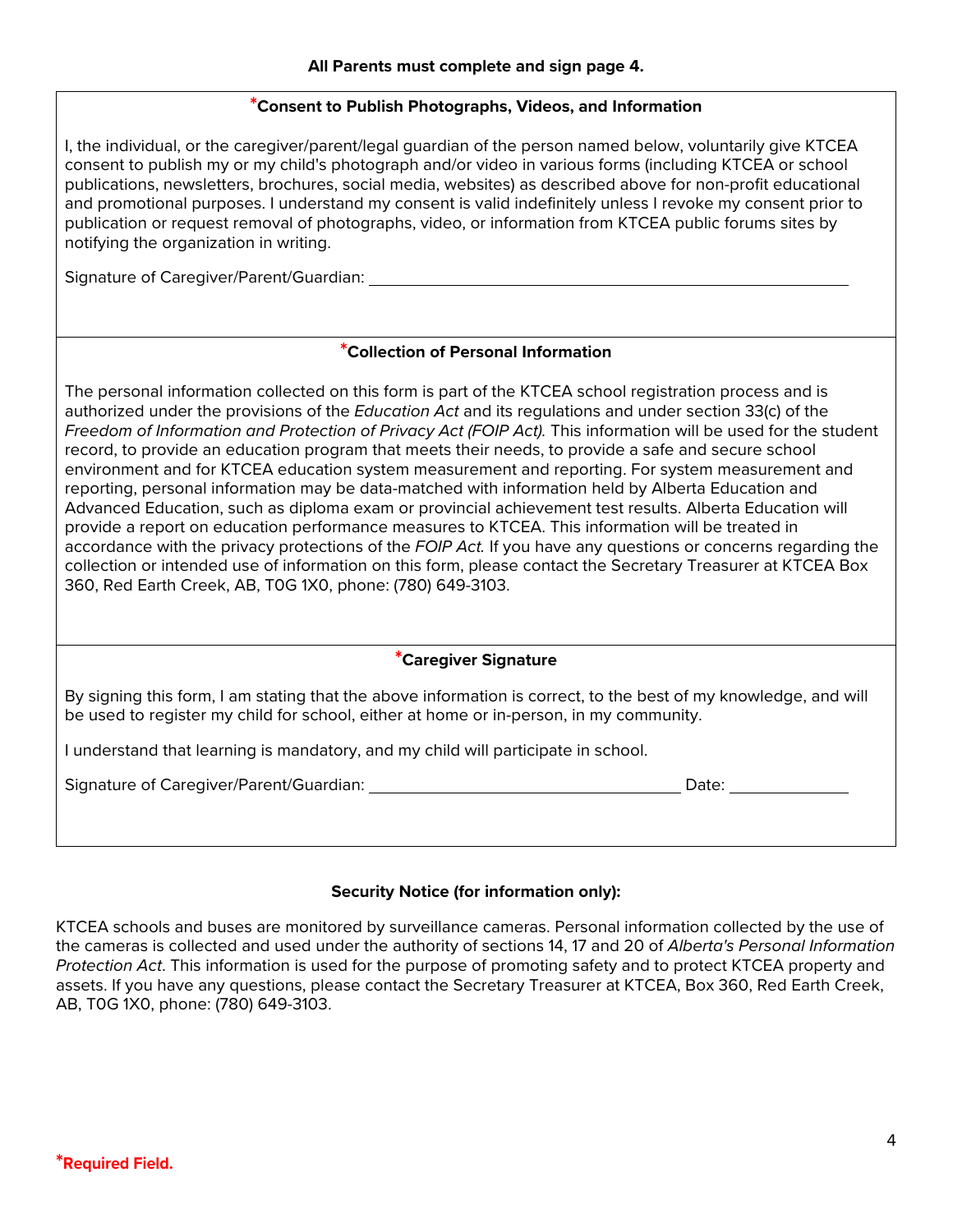**All Parents must complete and sign page 4.**

### *Consent to Publish Photographs, Videos, and Information

I, the individual, or the caregiver/parent/legal guardian of the person named below, voluntarily give KTCEA consent to publish my or my child's photograph and/or video in various forms (including KTCEA or school publications, newsletters, brochures, social media, websites) as described above for non-profit educational and promotional purposes. I understand my consent is valid indefinitely unless I revoke my consent prior to publication or request removal of photographs, video, or information from KTCEA public forums sites by notifying the organization in writing.

Signature of Caregiver/Parent/Guardian: ______________________________________________

### *Collection of Personal Information

The personal information collected on this form is part of the KTCEA school registration process and is authorized under the provisions of the *Education Act* and its regulations and under section 33(c) of the *Freedom of Information and Protection of Privacy Act (FOIP Act).* This information will be used for the student record, to provide an education program that meets their needs, to provide a safe and secure school environment and for KTCEA education system measurement and reporting. For system measurement and reporting, personal information may be data-matched with information held by Alberta Education and Advanced Education, such as diploma exam or provincial achievement test results. Alberta Education will provide a report on education performance measures to KTCEA. This information will be treated in accordance with the privacy protections of the *FOIP Act.* If you have any questions or concerns regarding the collection or intended use of information on this form, please contact the Secretary Treasurer at KTCEA Box 360, Red Earth Creek, AB, T0G 1X0, phone: (780) 649-3103.

### *Caregiver Signature

By signing this form, I am stating that the above information is correct, to the best of my knowledge, and will be used to register my child for school, either at home or in-person, in my community.

I understand that learning is mandatory, and my child will participate in school.

Signature of Caregiver/Parent/Guardian: ______________________________ Date: ____________

**Security Notice (for information only):**

KTCEA schools and buses are monitored by surveillance cameras. Personal information collected by the use of the cameras is collected and used under the authority of sections 14, 17 and 20 of *Alberta's Personal Information Protection Act.* This information is used for the purpose of promoting safety and to protect KTCEA property and assets. If you have any questions, please contact the Secretary Treasurer at KTCEA, Box 360, Red Earth Creek, AB, T0G 1X0, phone: (780) 649-3103.

***Required Field.**